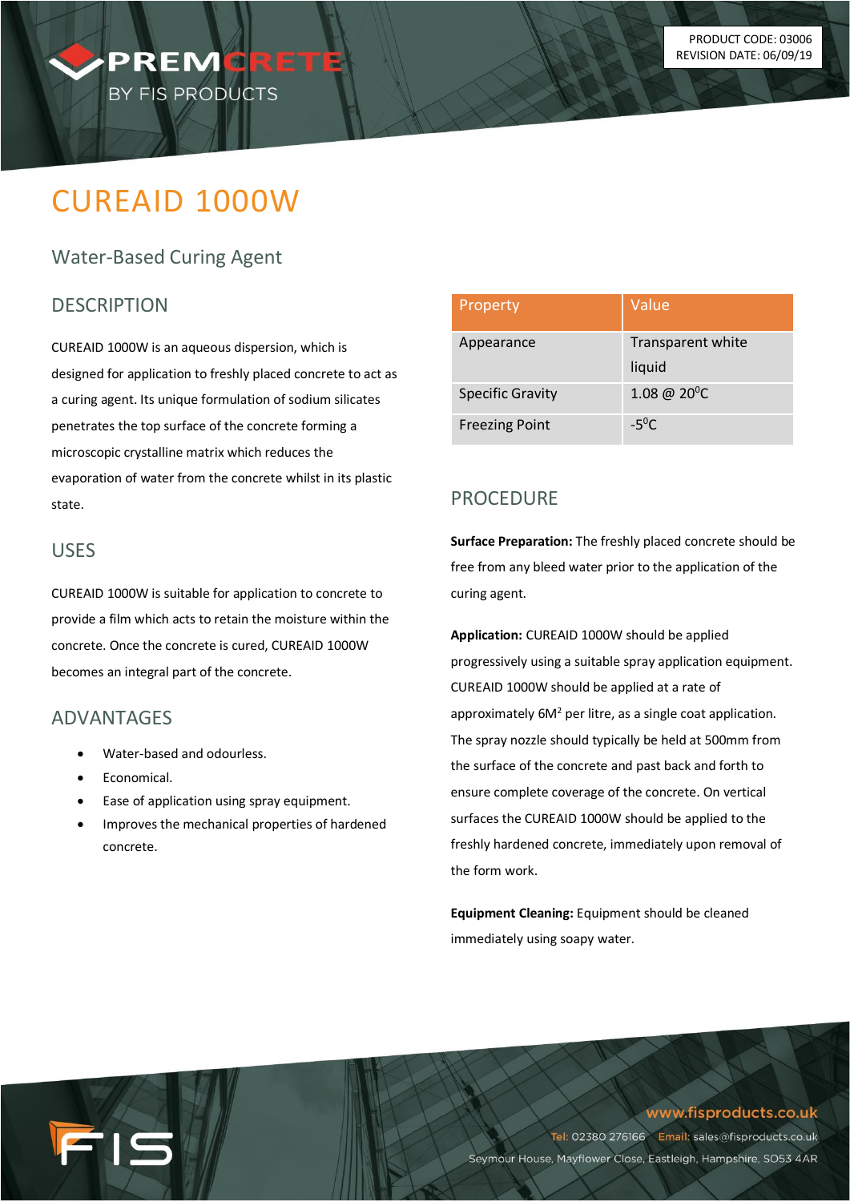PRODUCT CODE: 03006
REVISION DATE: 06/09/19

# CUREAID 1000W

## Water-Based Curing Agent

### DESCRIPTION

CUREAID 1000W is an aqueous dispersion, which is designed for application to freshly placed concrete to act as a curing agent. Its unique formulation of sodium silicates penetrates the top surface of the concrete forming a microscopic crystalline matrix which reduces the evaporation of water from the concrete whilst in its plastic state.

### USES

CUREAID 1000W is suitable for application to concrete to provide a film which acts to retain the moisture within the concrete. Once the concrete is cured, CUREAID 1000W becomes an integral part of the concrete.

### ADVANTAGES

- Water-based and odourless.
- Economical.
- Ease of application using spray equipment.
- Improves the mechanical properties of hardened concrete.

| Property | Value |
| --- | --- |
| Appearance | Transparent white liquid |
| Specific Gravity | 1.08 @ 20$^0$C |
| Freezing Point | -5$^0$C |

### PROCEDURE

**Surface Preparation:** The freshly placed concrete should be free from any bleed water prior to the application of the curing agent.

**Application:** CUREAID 1000W should be applied progressively using a suitable spray application equipment. CUREAID 1000W should be applied at a rate of approximately 6M$^2$ per litre, as a single coat application. The spray nozzle should typically be held at 500mm from the surface of the concrete and past back and forth to ensure complete coverage of the concrete. On vertical surfaces the CUREAID 1000W should be applied to the freshly hardened concrete, immediately upon removal of the form work.

**Equipment Cleaning:** Equipment should be cleaned immediately using soapy water.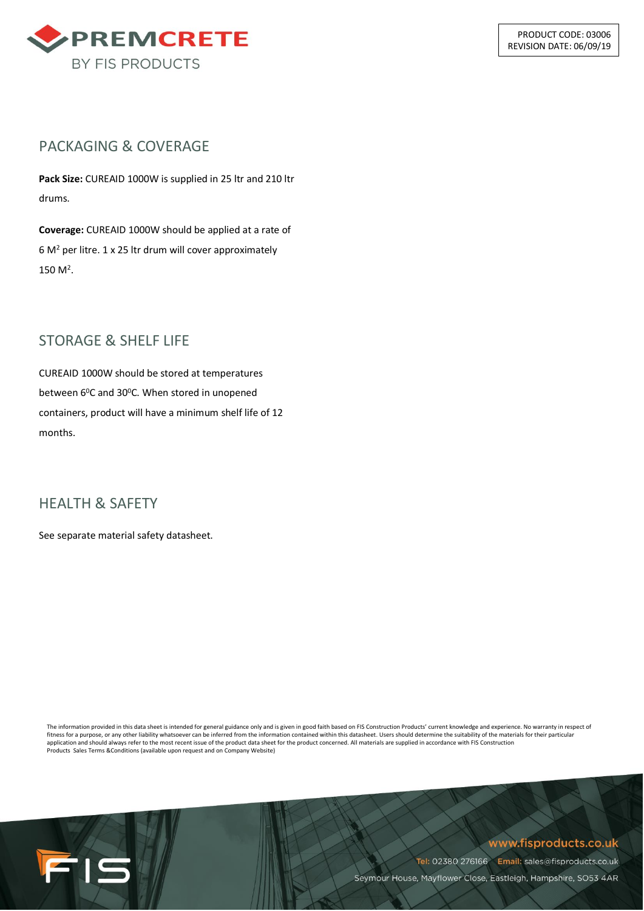## PACKAGING & COVERAGE

**Pack Size:** CUREAID 1000W is supplied in 25 ltr and 210 ltr drums.

**Coverage:** CUREAID 1000W should be applied at a rate of 6 $M^2$ per litre. 1 x 25 ltr drum will cover approximately 150 $M^2$.

## STORAGE & SHELF LIFE

CUREAID 1000W should be stored at temperatures between 6$^0$C and 30$^0$C. When stored in unopened containers, product will have a minimum shelf life of 12 months.

## HEALTH & SAFETY

See separate material safety datasheet.

The information provided in this data sheet is intended for general guidance only and is given in good faith based on FIS Construction Products' current knowledge and experience. No warranty in respect of fitness for a purpose, or any other liability whatsoever can be inferred from the information contained within this datasheet. Users should determine the suitability of the materials for their particular application and should always refer to the most recent issue of the product data sheet for the product concerned. All materials are supplied in accordance with FIS Construction Products Sales Terms &Conditions (available upon request and on Company Website)